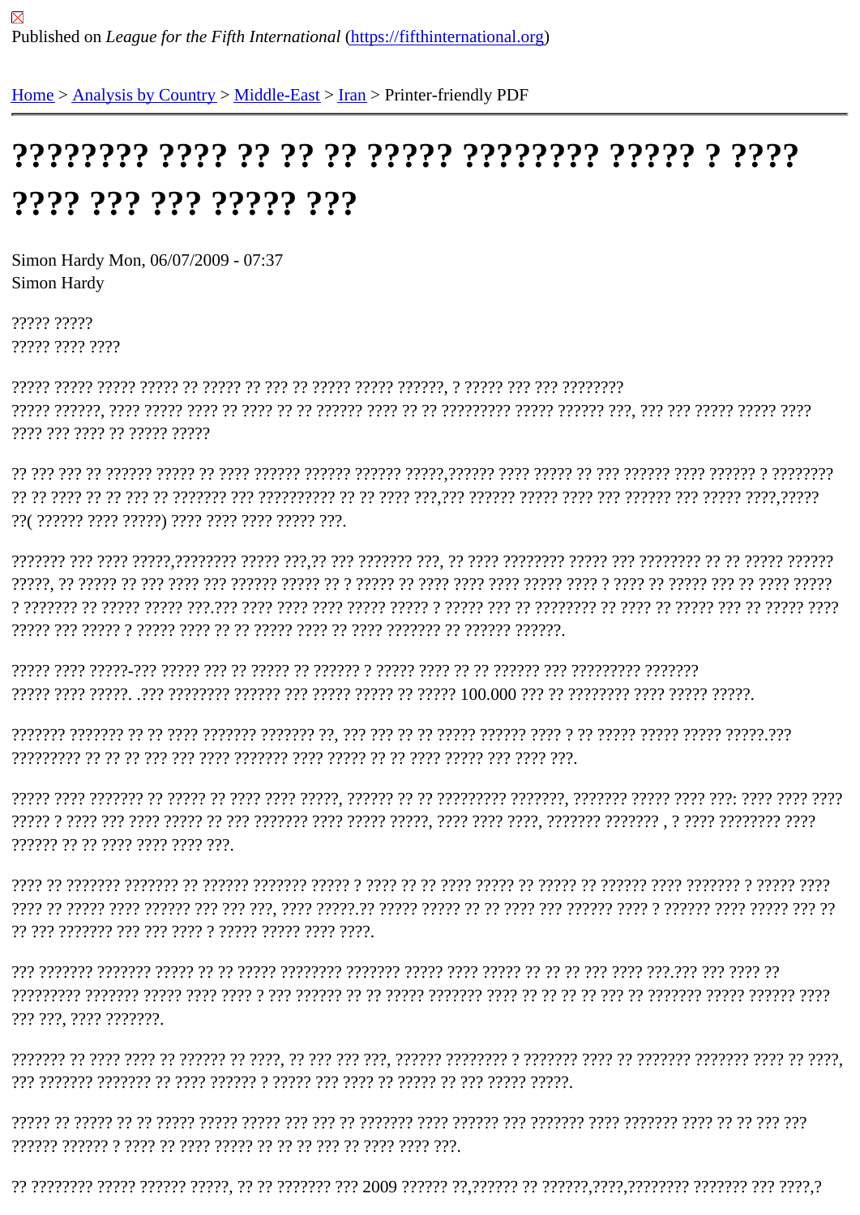Published on *League for the Fifth International* (https://fifthinternational.org)

Home > Analysis by Country > Middle-East > Iran > Printer-friendly PDF

# ???????? ???? ?? ?? ?? ????? ???????? ????? ? ???? ???? ??? ??? ????? ???

Simon Hardy Mon, 06/07/2009 - 07:37
Simon Hardy

????? ?????
????? ???? ????

????? ????? ????? ????? ?? ????? ?? ??? ?? ????? ????? ??????, ? ????? ??? ??? ????????
????? ??????, ???? ????? ???? ?? ???? ?? ?? ?????? ???? ?? ?? ????????? ????? ?????? ???, ??? ??? ????? ????? ????
???? ??? ???? ?? ????? ?????

?? ??? ??? ?? ?????? ????? ?? ???? ?????? ?????? ?????? ?????,?????? ???? ????? ?? ??? ?????? ???? ?????? ? ????????
?? ?? ???? ?? ?? ??? ?? ??????? ??? ?????????? ?? ?? ???? ???,??? ?????? ????? ???? ??? ?????? ??? ????? ????,?????
??( ?????? ???? ?????) ???? ???? ???? ????? ???.

??????? ??? ???? ?????,???????? ????? ???,?? ??? ??????? ???, ?? ???? ???????? ????? ??? ???????? ?? ?? ????? ??????
?????, ?? ????? ?? ??? ???? ??? ?????? ????? ?? ? ????? ?? ???? ???? ???? ????? ???? ? ???? ?? ????? ??? ?? ???? ?????
? ??????? ?? ????? ????? ???.??? ???? ???? ???? ????? ????? ? ????? ??? ?? ???????? ?? ???? ?? ????? ??? ?? ????? ????
????? ??? ????? ? ????? ???? ?? ?? ????? ???? ?? ???? ??????? ?? ?????? ??????.

????? ???? ?????-??? ????? ??? ?? ????? ?? ?????? ? ????? ???? ?? ?? ?????? ??? ????????? ???????
????? ???? ?????. .??? ???????? ?????? ??? ????? ????? ?? ????? 100.000 ??? ?? ???????? ???? ????? ?????.

??????? ??????? ?? ?? ???? ??????? ??????? ??, ??? ??? ?? ?? ????? ?????? ???? ? ?? ????? ????? ????? ?????.???
????????? ?? ?? ?? ??? ??? ???? ??????? ???? ????? ?? ?? ???? ????? ??? ???? ???.

????? ???? ??????? ?? ????? ?? ???? ???? ?????, ?????? ?? ?? ????????? ???????, ??????? ????? ???? ???: ???? ???? ????
????? ? ???? ??? ???? ????? ?? ??? ??????? ???? ????? ?????, ???? ???? ????, ??????? ??????? , ? ???? ???????? ????
?????? ?? ?? ???? ???? ???? ???.

???? ?? ??????? ??????? ?? ?????? ??????? ????? ? ???? ?? ?? ???? ????? ?? ????? ?? ?????? ???? ??????? ? ????? ????
???? ?? ????? ???? ?????? ??? ??? ???, ???? ?????.?? ????? ????? ?? ?? ???? ??? ?????? ???? ? ?????? ???? ????? ??? ??
?? ??? ??????? ??? ??? ???? ? ????? ????? ???? ????.

??? ??????? ??????? ????? ?? ?? ????? ???????? ??????? ????? ???? ????? ?? ?? ?? ??? ???? ???.??? ??? ???? ??
????????? ??????? ????? ???? ???? ? ??? ?????? ?? ?? ????? ??????? ???? ?? ?? ?? ?? ??? ?? ??????? ????? ?????? ????
??? ???, ???? ???????.

??????? ?? ???? ???? ?? ?????? ?? ????, ?? ??? ??? ???, ?????? ???????? ? ??????? ???? ?? ??????? ??????? ???? ?? ????,
??? ??????? ??????? ?? ???? ?????? ? ????? ??? ???? ?? ????? ?? ??? ????? ?????.

????? ?? ????? ?? ?? ????? ????? ????? ??? ??? ?? ??????? ???? ?????? ??? ??????? ???? ??????? ???? ?? ?? ??? ???
?????? ?????? ? ???? ?? ???? ????? ?? ?? ?? ??? ?? ???? ???? ???.

?? ???????? ????? ?????? ?????, ?? ?? ??????? ??? 2009 ?????? ??,?????? ?? ??????,????,???????? ??????? ??? ????,?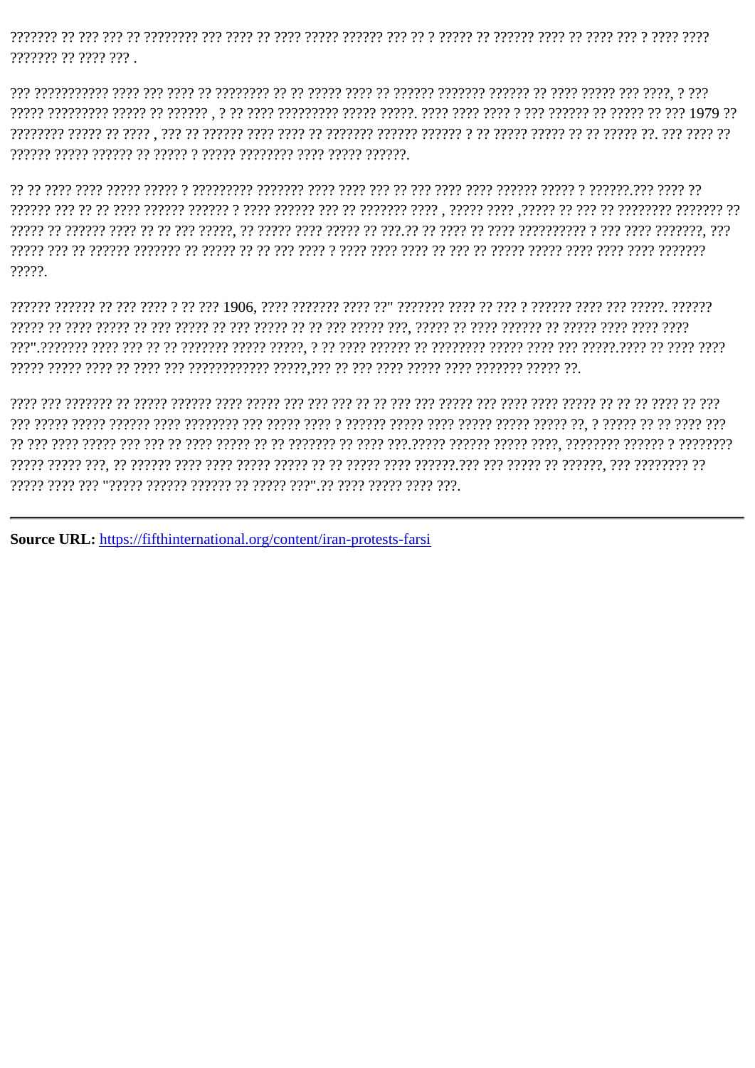??????? ?? ??? ??? ?? ???????? ??? ???? ?? ???? ????? ?????? ??? ?? ? ????? ?? ?????? ???? ?? ???? ??? ? ???? ???? ??????? ?? ???? ??? .

??? ??????????? ???? ??? ???? ?? ???????? ?? ?? ????? ???? ?? ?????? ??????? ?????? ?? ???? ????? ??? ????, ? ??? ????? ????????? ????? ?? ?????? , ? ?? ???? ????????? ????? ?????. ???? ???? ???? ? ??? ?????? ?? ????? ?? ??? 1979 ?? ???????? ????? ?? ???? , ??? ?? ?????? ???? ???? ?? ??????? ?????? ?????? ? ?? ????? ????? ?? ?? ????? ??. ??? ???? ?? ?????? ????? ?????? ?? ????? ? ????? ???????? ???? ????? ??????.

?? ?? ???? ???? ????? ????? ? ????????? ??????? ???? ???? ??? ?? ??? ???? ???? ?????? ????? ? ??????.??? ???? ?? ?????? ??? ?? ?? ???? ?????? ?????? ? ???? ?????? ??? ?? ??????? ???? , ????? ???? ,????? ?? ??? ?? ???????? ??????? ?? ????? ?? ?????? ???? ?? ?? ??? ?????, ?? ????? ???? ????? ?? ???.?? ?? ???? ?? ???? ?????????? ? ??? ???? ???????, ??? ????? ??? ?? ?????? ??????? ?? ????? ?? ?? ??? ???? ? ???? ???? ???? ?? ??? ?? ????? ????? ???? ???? ???? ??????? ?????.

?????? ?????? ?? ??? ???? ? ?? ??? 1906, ???? ??????? ???? ??" ??????? ???? ?? ??? ? ?????? ???? ??? ?????. ?????? ????? ?? ???? ????? ?? ??? ????? ?? ??? ????? ?? ?? ??? ????? ???, ????? ?? ???? ?????? ?? ????? ???? ???? ???? ???".??????? ???? ??? ?? ?? ??????? ????? ?????, ? ?? ???? ?????? ?? ???????? ????? ???? ??? ?????.???? ?? ???? ???? ????? ????? ???? ?? ???? ??? ???????????? ?????,??? ?? ??? ???? ????? ???? ??????? ????? ??.

???? ??? ??????? ?? ????? ?????? ???? ????? ??? ??? ??? ?? ?? ??? ??? ????? ??? ???? ???? ????? ?? ?? ?? ???? ?? ??? ??? ????? ????? ?????? ???? ???????? ??? ????? ???? ? ?????? ????? ???? ????? ????? ????? ??, ? ????? ?? ?? ???? ??? ?? ??? ???? ????? ??? ??? ?? ???? ????? ?? ?? ??????? ?? ???? ???.????? ?????? ????? ????, ???????? ?????? ? ???????? ????? ????? ???, ?? ?????? ???? ???? ????? ????? ?? ?? ????? ???? ??????.??? ??? ????? ?? ??????, ??? ???????? ?? ????? ???? ??? "????? ?????? ?????? ?? ????? ???".?? ???? ????? ???? ???.

---

**Source URL:** https://fifthinternational.org/content/iran-protests-farsi